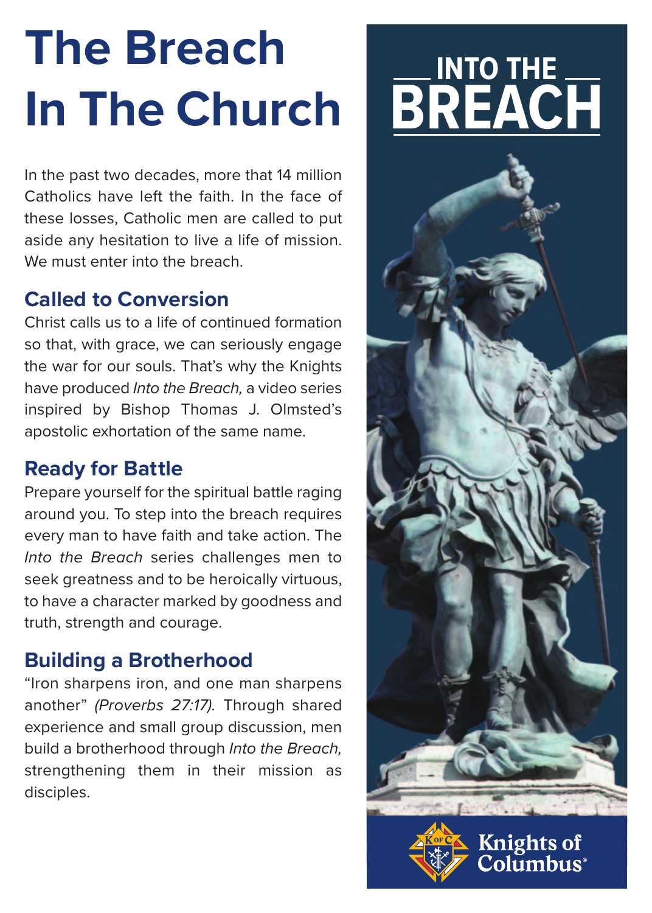# The Breach In The Church

In the past two decades, more that 14 million Catholics have left the faith. In the face of these losses, Catholic men are called to put aside any hesitation to live a life of mission. We must enter into the breach.

## Called to Conversion

Christ calls us to a life of continued formation so that, with grace, we can seriously engage the war for our souls. That's why the Knights have produced *Into the Breach,* a video series inspired by Bishop Thomas J. Olmsted's apostolic exhortation of the same name.

## Ready for Battle

Prepare yourself for the spiritual battle raging around you. To step into the breach requires every man to have faith and take action. The *Into the Breach* series challenges men to seek greatness and to be heroically virtuous, to have a character marked by goodness and truth, strength and courage.

## Building a Brotherhood

"Iron sharpens iron, and one man sharpens another" *(Proverbs 27:17).* Through shared experience and small group discussion, men build a brotherhood through *Into the Breach,* strengthening them in their mission as disciples.

INTO THE BREACH

Knights of Columbus®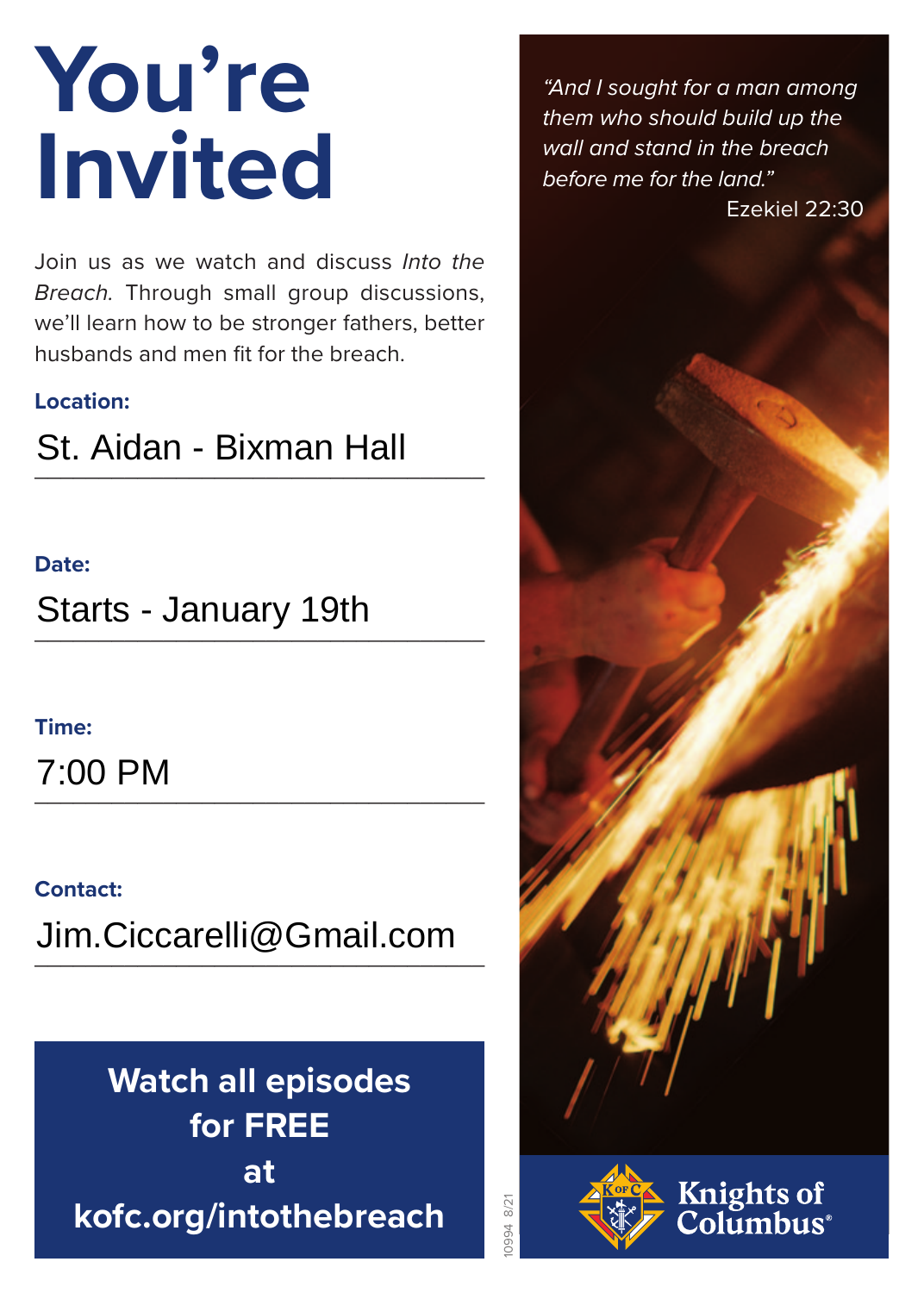# You're Invited

Join us as we watch and discuss *Into the Breach*. Through small group discussions, we'll learn how to be stronger fathers, better husbands and men fit for the breach.

**Location:**

St. Aidan - Bixman Hall

**Date:**

Starts - January 19th

**Time:**

7:00 PM

**Contact:**

Jim.Ciccarelli@Gmail.com

**Watch all episodes for FREE at kofc.org/intothebreach**

*"And I sought for a man among them who should build up the wall and stand in the breach before me for the land."*

Ezekiel 22:30

Knights of Columbus®

10994 8/21